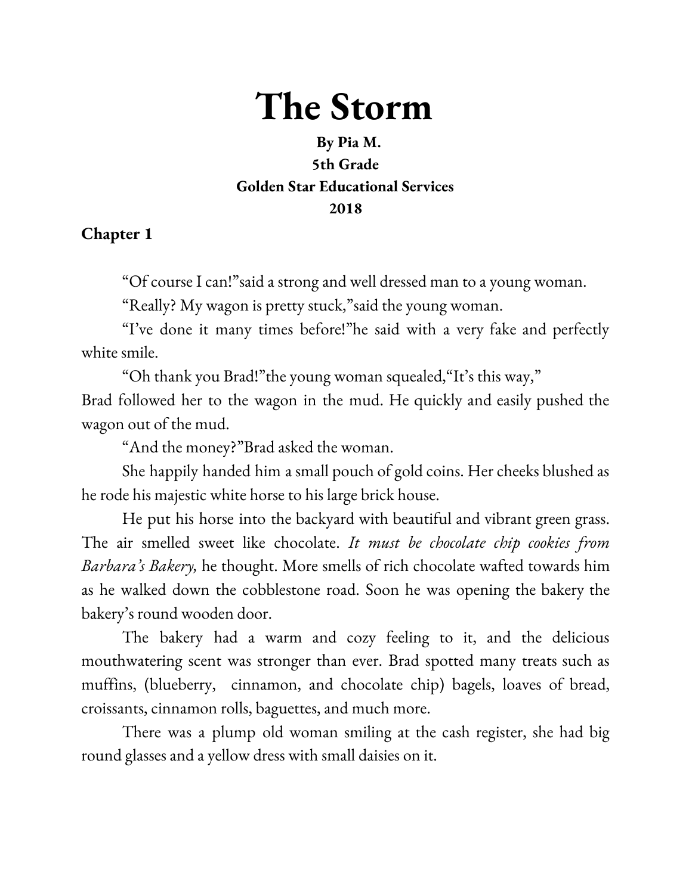# The Storm

**By Pia M.**
**5th Grade**
**Golden Star Educational Services**
**2018**

### Chapter 1

"Of course I can!"said a strong and well dressed man to a young woman.

"Really? My wagon is pretty stuck,"said the young woman.

"I've done it many times before!"he said with a very fake and perfectly white smile.

"Oh thank you Brad!"the young woman squealed,"It's this way,"
Brad followed her to the wagon in the mud. He quickly and easily pushed the wagon out of the mud.

"And the money?"Brad asked the woman.

She happily handed him a small pouch of gold coins. Her cheeks blushed as he rode his majestic white horse to his large brick house.

He put his horse into the backyard with beautiful and vibrant green grass. The air smelled sweet like chocolate. *It must be chocolate chip cookies from Barbara's Bakery,* he thought. More smells of rich chocolate wafted towards him as he walked down the cobblestone road. Soon he was opening the bakery the bakery's round wooden door.

The bakery had a warm and cozy feeling to it, and the delicious mouthwatering scent was stronger than ever. Brad spotted many treats such as muffins, (blueberry, cinnamon, and chocolate chip) bagels, loaves of bread, croissants, cinnamon rolls, baguettes, and much more.

There was a plump old woman smiling at the cash register, she had big round glasses and a yellow dress with small daisies on it.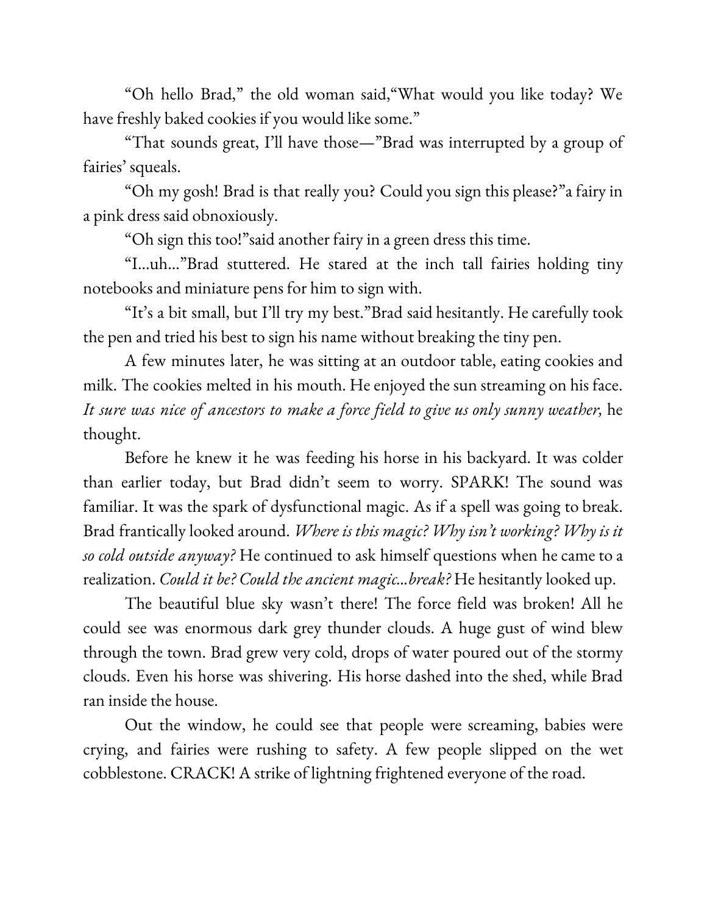"Oh hello Brad," the old woman said,"What would you like today? We have freshly baked cookies if you would like some."

"That sounds great, I'll have those—"Brad was interrupted by a group of fairies' squeals.

"Oh my gosh! Brad is that really you? Could you sign this please?"a fairy in a pink dress said obnoxiously.

"Oh sign this too!"said another fairy in a green dress this time.

"I...uh..."Brad stuttered. He stared at the inch tall fairies holding tiny notebooks and miniature pens for him to sign with.

"It's a bit small, but I'll try my best."Brad said hesitantly. He carefully took the pen and tried his best to sign his name without breaking the tiny pen.

A few minutes later, he was sitting at an outdoor table, eating cookies and milk. The cookies melted in his mouth. He enjoyed the sun streaming on his face. *It sure was nice of ancestors to make a force field to give us only sunny weather,* he thought.

Before he knew it he was feeding his horse in his backyard. It was colder than earlier today, but Brad didn't seem to worry. SPARK! The sound was familiar. It was the spark of dysfunctional magic. As if a spell was going to break. Brad frantically looked around. *Where is this magic? Why isn't working? Why is it so cold outside anyway?* He continued to ask himself questions when he came to a realization. *Could it be? Could the ancient magic...break?* He hesitantly looked up.

The beautiful blue sky wasn't there! The force field was broken! All he could see was enormous dark grey thunder clouds. A huge gust of wind blew through the town. Brad grew very cold, drops of water poured out of the stormy clouds. Even his horse was shivering. His horse dashed into the shed, while Brad ran inside the house.

Out the window, he could see that people were screaming, babies were crying, and fairies were rushing to safety. A few people slipped on the wet cobblestone. CRACK! A strike of lightning frightened everyone of the road.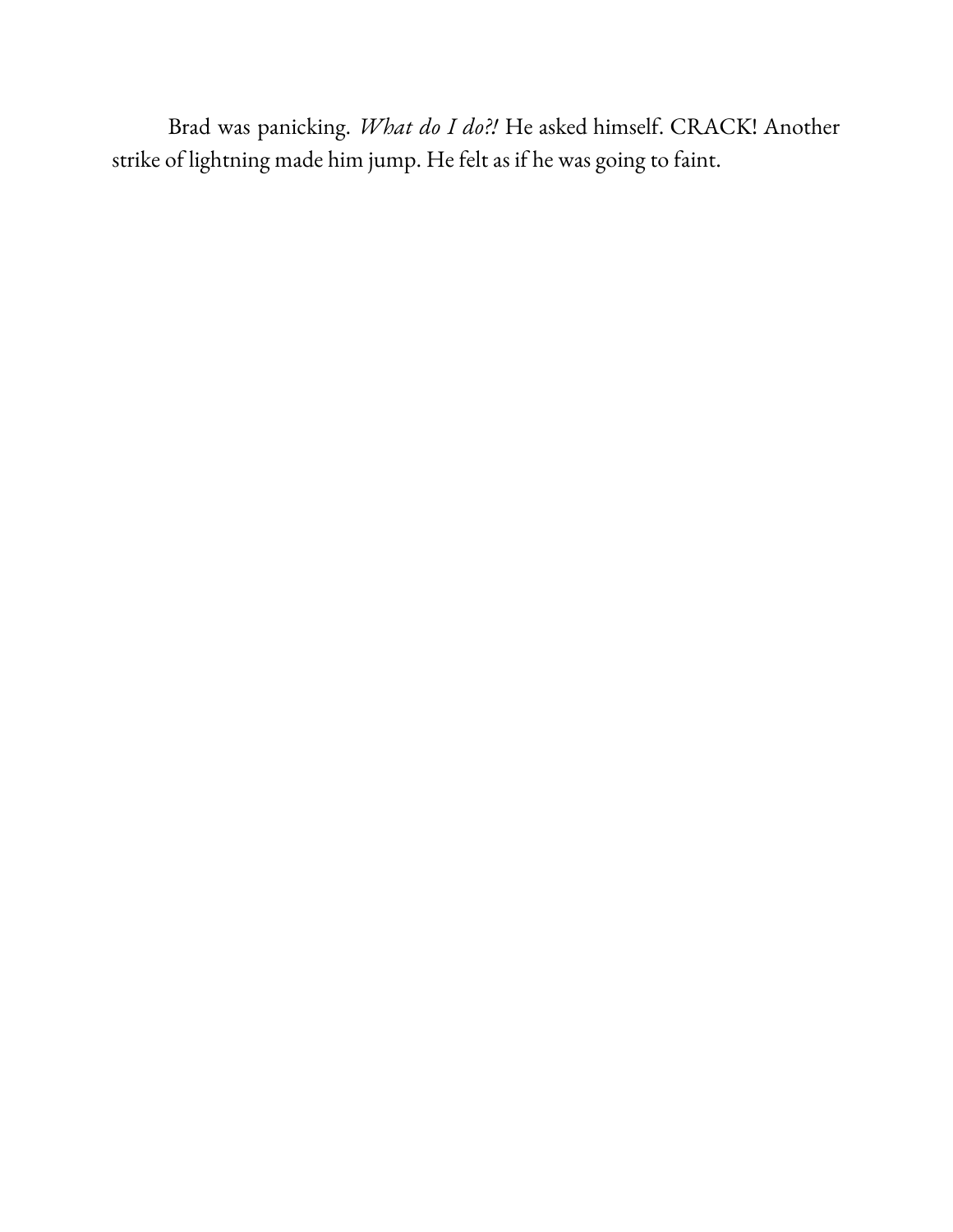Brad was panicking. *What do I do?!* He asked himself. CRACK! Another strike of lightning made him jump. He felt as if he was going to faint.